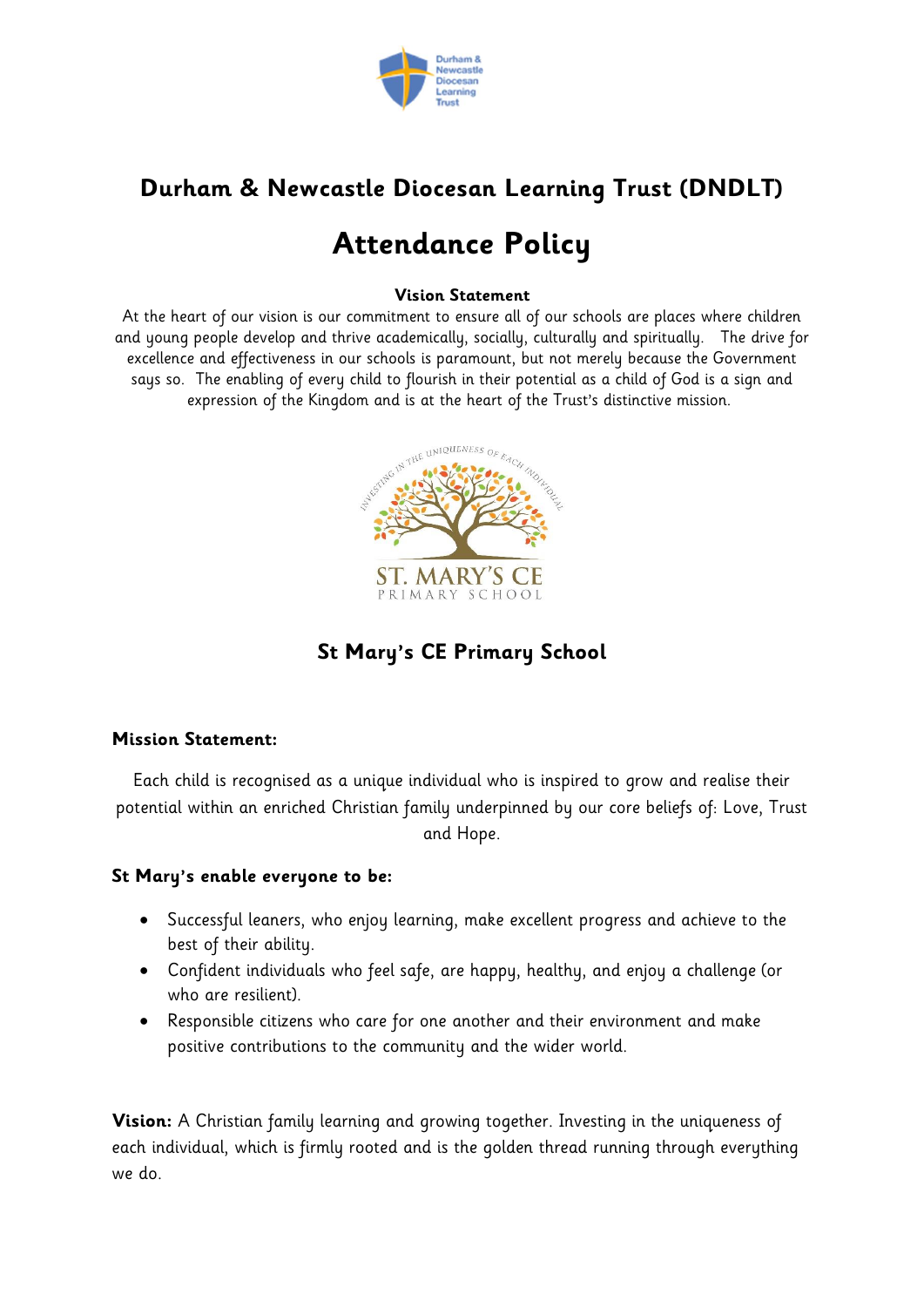# Durham & Newcastle Diocesan Learning Trust (DNDLT)

# Attendance Policy

**Vision Statement**

At the heart of our vision is our commitment to ensure all of our schools are places where children and young people develop and thrive academically, socially, culturally and spiritually. The drive for excellence and effectiveness in our schools is paramount, but not merely because the Government says so. The enabling of every child to flourish in their potential as a child of God is a sign and expression of the Kingdom and is at the heart of the Trust's distinctive mission.

## St Mary's CE Primary School

**Mission Statement:**

Each child is recognised as a unique individual who is inspired to grow and realise their potential within an enriched Christian family underpinned by our core beliefs of: Love, Trust and Hope.

**St Mary's enable everyone to be:**

- Successful leaners, who enjoy learning, make excellent progress and achieve to the best of their ability.
- Confident individuals who feel safe, are happy, healthy, and enjoy a challenge (or who are resilient).
- Responsible citizens who care for one another and their environment and make positive contributions to the community and the wider world.

**Vision:** A Christian family learning and growing together. Investing in the uniqueness of each individual, which is firmly rooted and is the golden thread running through everything we do.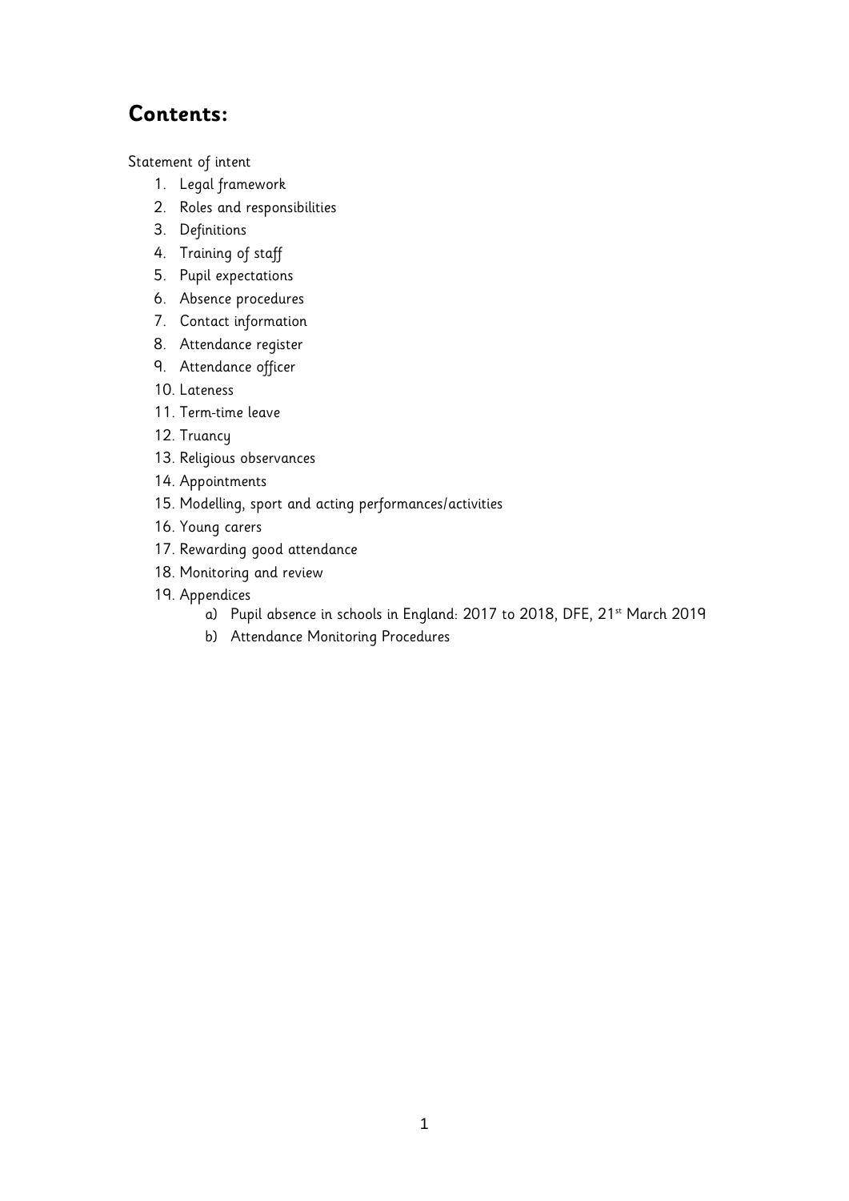## **Contents:**

Statement of intent

1. Legal framework
2. Roles and responsibilities
3. Definitions
4. Training of staff
5. Pupil expectations
6. Absence procedures
7. Contact information
8. Attendance register
9. Attendance officer
10. Lateness
11. Term-time leave
12. Truancy
13. Religious observances
14. Appointments
15. Modelling, sport and acting performances/activities
16. Young carers
17. Rewarding good attendance
18. Monitoring and review
19. Appendices
    a) Pupil absence in schools in England: 2017 to 2018, DFE, 21st March 2019
    b) Attendance Monitoring Procedures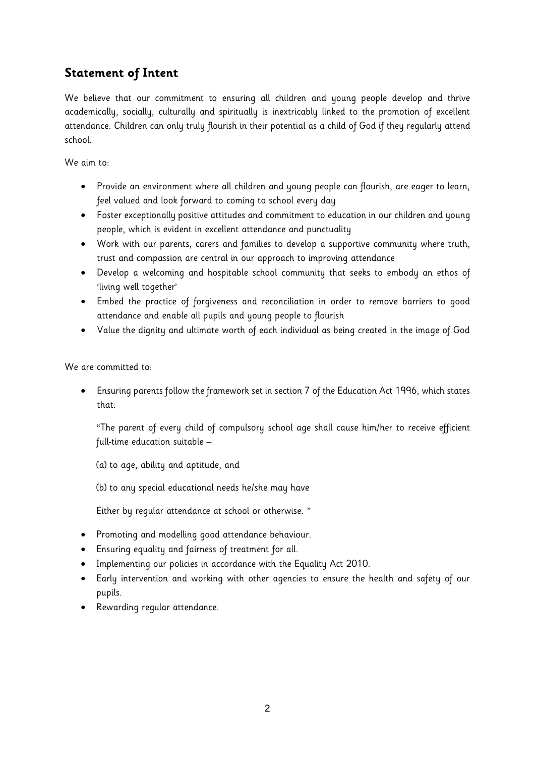## Statement of Intent

We believe that our commitment to ensuring all children and young people develop and thrive academically, socially, culturally and spiritually is inextricably linked to the promotion of excellent attendance. Children can only truly flourish in their potential as a child of God if they regularly attend school.

We aim to:

- Provide an environment where all children and young people can flourish, are eager to learn, feel valued and look forward to coming to school every day
- Foster exceptionally positive attitudes and commitment to education in our children and young people, which is evident in excellent attendance and punctuality
- Work with our parents, carers and families to develop a supportive community where truth, trust and compassion are central in our approach to improving attendance
- Develop a welcoming and hospitable school community that seeks to embody an ethos of 'living well together'
- Embed the practice of forgiveness and reconciliation in order to remove barriers to good attendance and enable all pupils and young people to flourish
- Value the dignity and ultimate worth of each individual as being created in the image of God

We are committed to:

- Ensuring parents follow the framework set in section 7 of the Education Act 1996, which states that:

  "The parent of every child of compulsory school age shall cause him/her to receive efficient full-time education suitable –

  (a) to age, ability and aptitude, and

  (b) to any special educational needs he/she may have

  Either by regular attendance at school or otherwise. "

- Promoting and modelling good attendance behaviour.
- Ensuring equality and fairness of treatment for all.
- Implementing our policies in accordance with the Equality Act 2010.
- Early intervention and working with other agencies to ensure the health and safety of our pupils.
- Rewarding regular attendance.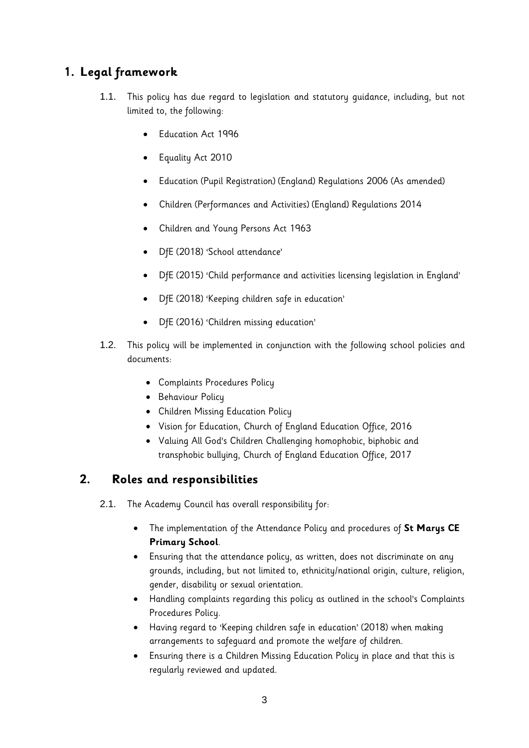## 1. Legal framework

1.1. This policy has due regard to legislation and statutory guidance, including, but not limited to, the following:

- Education Act 1996
- Equality Act 2010
- Education (Pupil Registration) (England) Regulations 2006 (As amended)
- Children (Performances and Activities) (England) Regulations 2014
- Children and Young Persons Act 1963
- DfE (2018) 'School attendance'
- DfE (2015) 'Child performance and activities licensing legislation in England'
- DfE (2018) 'Keeping children safe in education'
- DfE (2016) 'Children missing education'

1.2. This policy will be implemented in conjunction with the following school policies and documents:

- Complaints Procedures Policy
- Behaviour Policy
- Children Missing Education Policy
- Vision for Education, Church of England Education Office, 2016
- Valuing All God's Children Challenging homophobic, biphobic and transphobic bullying, Church of England Education Office, 2017

## 2. Roles and responsibilities

2.1. The Academy Council has overall responsibility for:

- The implementation of the Attendance Policy and procedures of **St Marys CE Primary School**.
- Ensuring that the attendance policy, as written, does not discriminate on any grounds, including, but not limited to, ethnicity/national origin, culture, religion, gender, disability or sexual orientation.
- Handling complaints regarding this policy as outlined in the school's Complaints Procedures Policy.
- Having regard to 'Keeping children safe in education' (2018) when making arrangements to safeguard and promote the welfare of children.
- Ensuring there is a Children Missing Education Policy in place and that this is regularly reviewed and updated.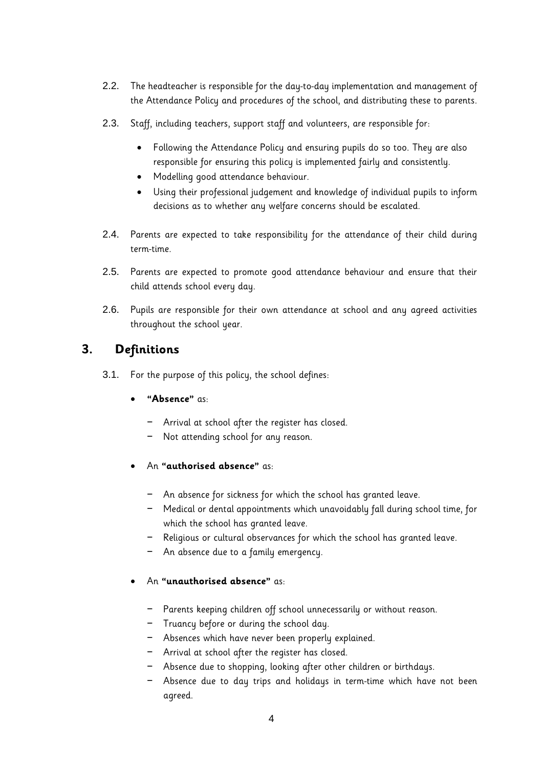2.2. The headteacher is responsible for the day-to-day implementation and management of the Attendance Policy and procedures of the school, and distributing these to parents.

2.3. Staff, including teachers, support staff and volunteers, are responsible for:

- Following the Attendance Policy and ensuring pupils do so too. They are also responsible for ensuring this policy is implemented fairly and consistently.
- Modelling good attendance behaviour.
- Using their professional judgement and knowledge of individual pupils to inform decisions as to whether any welfare concerns should be escalated.

2.4. Parents are expected to take responsibility for the attendance of their child during term-time.

2.5. Parents are expected to promote good attendance behaviour and ensure that their child attends school every day.

2.6. Pupils are responsible for their own attendance at school and any agreed activities throughout the school year.

## 3. Definitions

3.1. For the purpose of this policy, the school defines:

- **"Absence"** as:
  - Arrival at school after the register has closed.
  - Not attending school for any reason.
- An **"authorised absence"** as:
  - An absence for sickness for which the school has granted leave.
  - Medical or dental appointments which unavoidably fall during school time, for which the school has granted leave.
  - Religious or cultural observances for which the school has granted leave.
  - An absence due to a family emergency.
- An **"unauthorised absence"** as:
  - Parents keeping children off school unnecessarily or without reason.
  - Truancy before or during the school day.
  - Absences which have never been properly explained.
  - Arrival at school after the register has closed.
  - Absence due to shopping, looking after other children or birthdays.
  - Absence due to day trips and holidays in term-time which have not been agreed.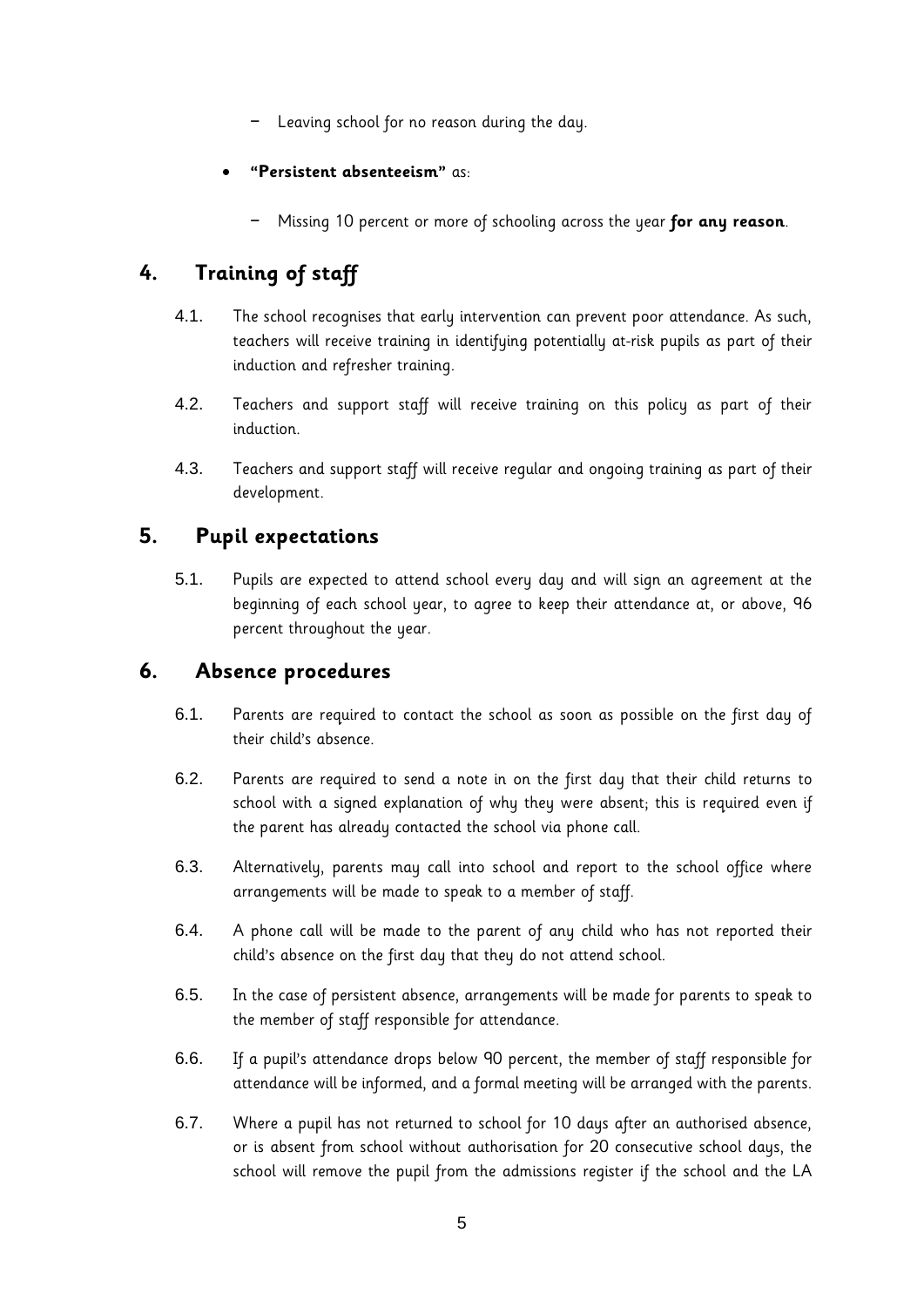- Leaving school for no reason during the day.

- **"Persistent absenteeism"** as:
  - Missing 10 percent or more of schooling across the year **for any reason**.

## 4. Training of staff

4.1. The school recognises that early intervention can prevent poor attendance. As such, teachers will receive training in identifying potentially at-risk pupils as part of their induction and refresher training.

4.2. Teachers and support staff will receive training on this policy as part of their induction.

4.3. Teachers and support staff will receive regular and ongoing training as part of their development.

## 5. Pupil expectations

5.1. Pupils are expected to attend school every day and will sign an agreement at the beginning of each school year, to agree to keep their attendance at, or above, 96 percent throughout the year.

## 6. Absence procedures

6.1. Parents are required to contact the school as soon as possible on the first day of their child's absence.

6.2. Parents are required to send a note in on the first day that their child returns to school with a signed explanation of why they were absent; this is required even if the parent has already contacted the school via phone call.

6.3. Alternatively, parents may call into school and report to the school office where arrangements will be made to speak to a member of staff.

6.4. A phone call will be made to the parent of any child who has not reported their child's absence on the first day that they do not attend school.

6.5. In the case of persistent absence, arrangements will be made for parents to speak to the member of staff responsible for attendance.

6.6. If a pupil's attendance drops below 90 percent, the member of staff responsible for attendance will be informed, and a formal meeting will be arranged with the parents.

6.7. Where a pupil has not returned to school for 10 days after an authorised absence, or is absent from school without authorisation for 20 consecutive school days, the school will remove the pupil from the admissions register if the school and the LA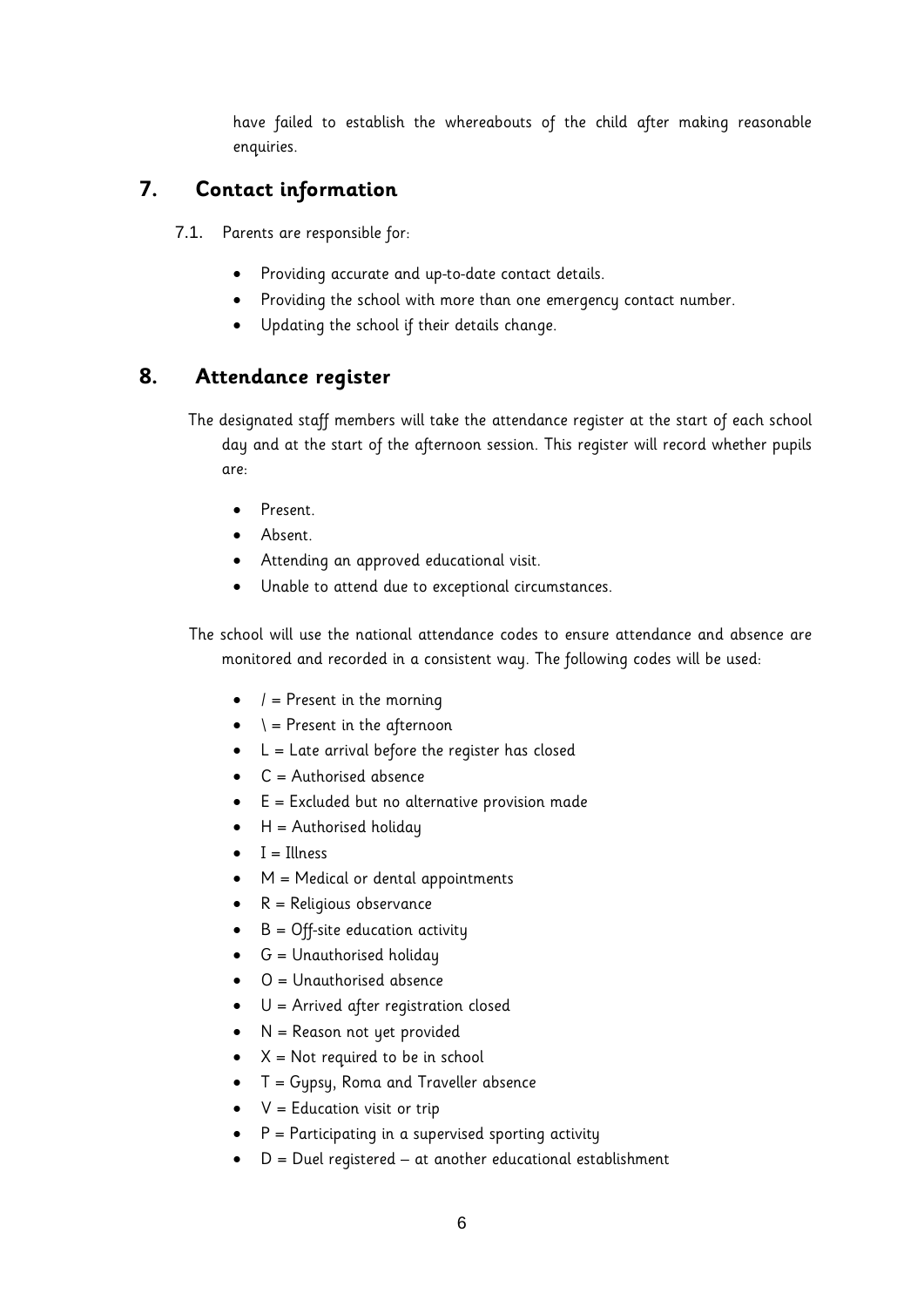have failed to establish the whereabouts of the child after making reasonable enquiries.

## 7. Contact information

7.1. Parents are responsible for:

- Providing accurate and up-to-date contact details.
- Providing the school with more than one emergency contact number.
- Updating the school if their details change.

## 8. Attendance register

The designated staff members will take the attendance register at the start of each school day and at the start of the afternoon session. This register will record whether pupils are:

- Present.
- Absent.
- Attending an approved educational visit.
- Unable to attend due to exceptional circumstances.

The school will use the national attendance codes to ensure attendance and absence are monitored and recorded in a consistent way. The following codes will be used:

- / = Present in the morning
- \ = Present in the afternoon
- L = Late arrival before the register has closed
- C = Authorised absence
- E = Excluded but no alternative provision made
- H = Authorised holiday
- I = Illness
- M = Medical or dental appointments
- R = Religious observance
- B = Off-site education activity
- G = Unauthorised holiday
- O = Unauthorised absence
- U = Arrived after registration closed
- N = Reason not yet provided
- X = Not required to be in school
- T = Gypsy, Roma and Traveller absence
- V = Education visit or trip
- P = Participating in a supervised sporting activity
- D = Duel registered – at another educational establishment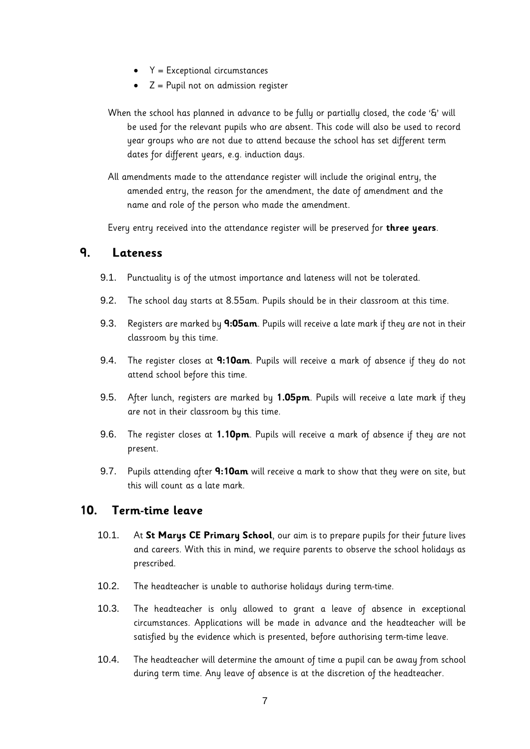- Y = Exceptional circumstances
- Z = Pupil not on admission register

When the school has planned in advance to be fully or partially closed, the code '&' will be used for the relevant pupils who are absent. This code will also be used to record year groups who are not due to attend because the school has set different term dates for different years, e.g. induction days.

All amendments made to the attendance register will include the original entry, the amended entry, the reason for the amendment, the date of amendment and the name and role of the person who made the amendment.

Every entry received into the attendance register will be preserved for **three years**.

## 9. Lateness

9.1. Punctuality is of the utmost importance and lateness will not be tolerated.

9.2. The school day starts at 8.55am. Pupils should be in their classroom at this time.

9.3. Registers are marked by **9:05am**. Pupils will receive a late mark if they are not in their classroom by this time.

9.4. The register closes at **9:10am**. Pupils will receive a mark of absence if they do not attend school before this time.

9.5. After lunch, registers are marked by **1.05pm**. Pupils will receive a late mark if they are not in their classroom by this time.

9.6. The register closes at **1.10pm**. Pupils will receive a mark of absence if they are not present.

9.7. Pupils attending after **9:10am** will receive a mark to show that they were on site, but this will count as a late mark.

## 10. Term-time leave

10.1. At **St Marys CE Primary School**, our aim is to prepare pupils for their future lives and careers. With this in mind, we require parents to observe the school holidays as prescribed.

10.2. The headteacher is unable to authorise holidays during term-time.

10.3. The headteacher is only allowed to grant a leave of absence in exceptional circumstances. Applications will be made in advance and the headteacher will be satisfied by the evidence which is presented, before authorising term-time leave.

10.4. The headteacher will determine the amount of time a pupil can be away from school during term time. Any leave of absence is at the discretion of the headteacher.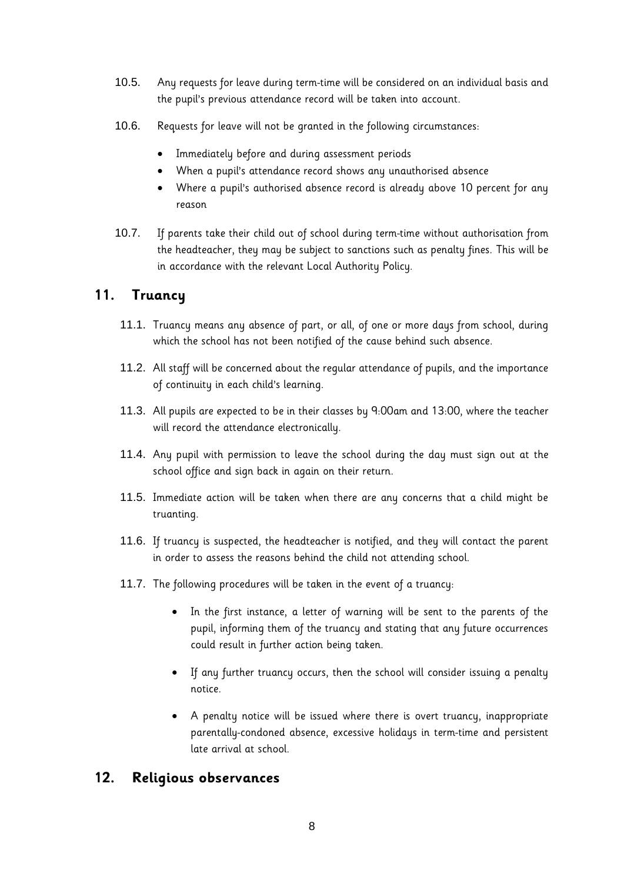10.5. Any requests for leave during term-time will be considered on an individual basis and the pupil's previous attendance record will be taken into account.

10.6. Requests for leave will not be granted in the following circumstances:

- Immediately before and during assessment periods
- When a pupil's attendance record shows any unauthorised absence
- Where a pupil's authorised absence record is already above 10 percent for any reason

10.7. If parents take their child out of school during term-time without authorisation from the headteacher, they may be subject to sanctions such as penalty fines. This will be in accordance with the relevant Local Authority Policy.

## 11. Truancy

11.1. Truancy means any absence of part, or all, of one or more days from school, during which the school has not been notified of the cause behind such absence.

11.2. All staff will be concerned about the regular attendance of pupils, and the importance of continuity in each child's learning.

11.3. All pupils are expected to be in their classes by 9:00am and 13:00, where the teacher will record the attendance electronically.

11.4. Any pupil with permission to leave the school during the day must sign out at the school office and sign back in again on their return.

11.5. Immediate action will be taken when there are any concerns that a child might be truanting.

11.6. If truancy is suspected, the headteacher is notified, and they will contact the parent in order to assess the reasons behind the child not attending school.

11.7. The following procedures will be taken in the event of a truancy:

- In the first instance, a letter of warning will be sent to the parents of the pupil, informing them of the truancy and stating that any future occurrences could result in further action being taken.
- If any further truancy occurs, then the school will consider issuing a penalty notice.
- A penalty notice will be issued where there is overt truancy, inappropriate parentally-condoned absence, excessive holidays in term-time and persistent late arrival at school.

## 12. Religious observances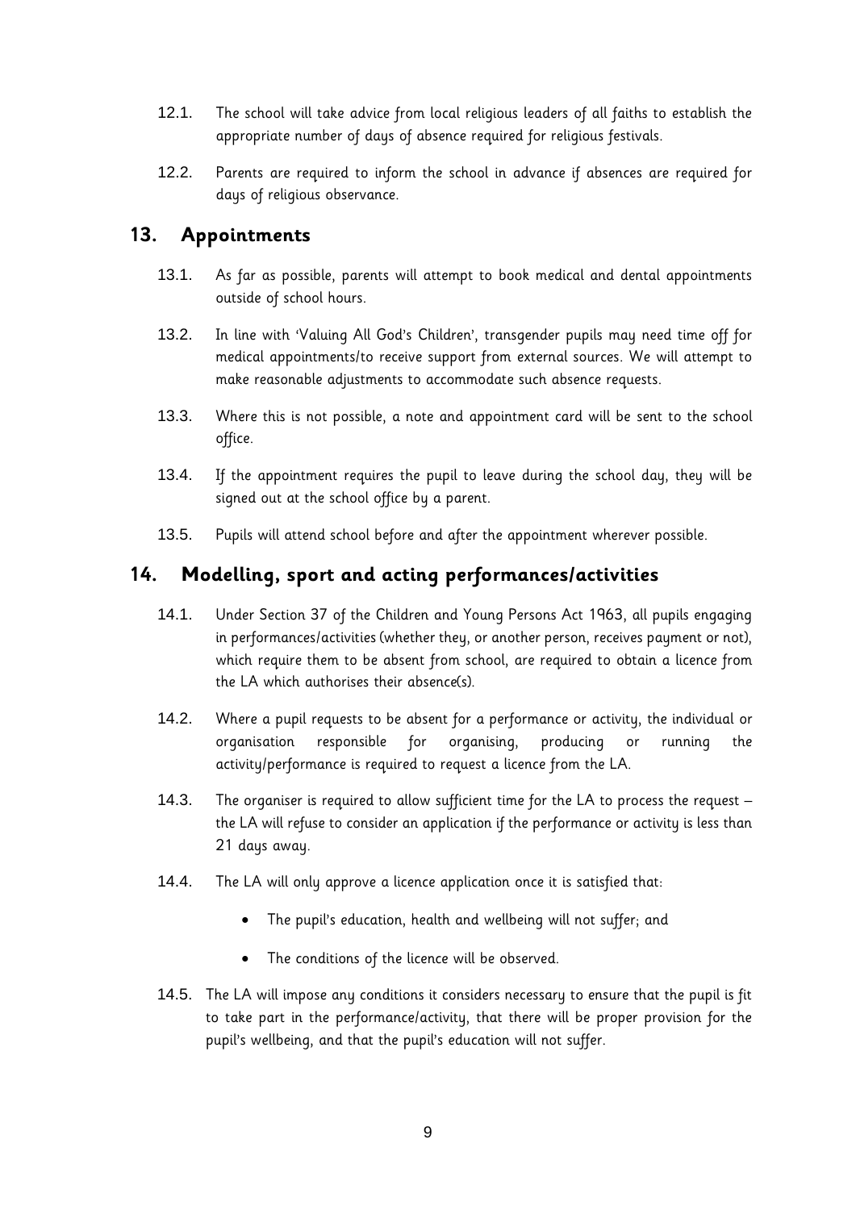12.1. The school will take advice from local religious leaders of all faiths to establish the appropriate number of days of absence required for religious festivals.

12.2. Parents are required to inform the school in advance if absences are required for days of religious observance.

## 13. Appointments

13.1. As far as possible, parents will attempt to book medical and dental appointments outside of school hours.

13.2. In line with 'Valuing All God's Children', transgender pupils may need time off for medical appointments/to receive support from external sources. We will attempt to make reasonable adjustments to accommodate such absence requests.

13.3. Where this is not possible, a note and appointment card will be sent to the school office.

13.4. If the appointment requires the pupil to leave during the school day, they will be signed out at the school office by a parent.

13.5. Pupils will attend school before and after the appointment wherever possible.

## 14. Modelling, sport and acting performances/activities

14.1. Under Section 37 of the Children and Young Persons Act 1963, all pupils engaging in performances/activities (whether they, or another person, receives payment or not), which require them to be absent from school, are required to obtain a licence from the LA which authorises their absence(s).

14.2. Where a pupil requests to be absent for a performance or activity, the individual or organisation responsible for organising, producing or running the activity/performance is required to request a licence from the LA.

14.3. The organiser is required to allow sufficient time for the LA to process the request – the LA will refuse to consider an application if the performance or activity is less than 21 days away.

14.4. The LA will only approve a licence application once it is satisfied that:

- The pupil's education, health and wellbeing will not suffer; and
- The conditions of the licence will be observed.

14.5. The LA will impose any conditions it considers necessary to ensure that the pupil is fit to take part in the performance/activity, that there will be proper provision for the pupil's wellbeing, and that the pupil's education will not suffer.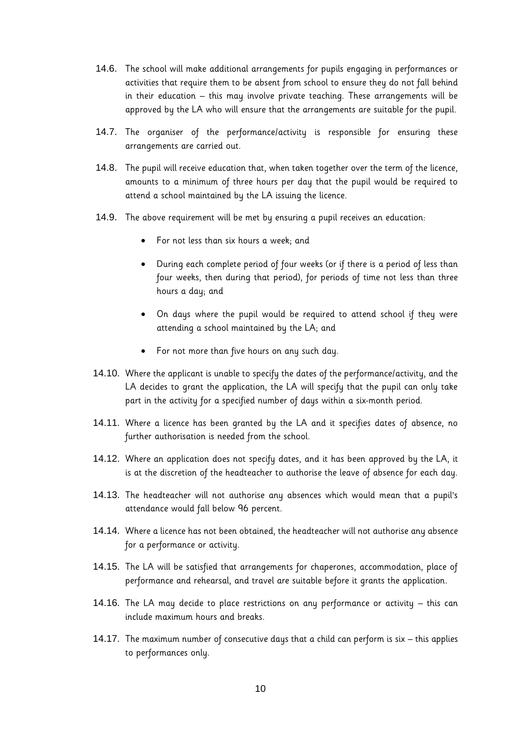14.6. The school will make additional arrangements for pupils engaging in performances or activities that require them to be absent from school to ensure they do not fall behind in their education – this may involve private teaching. These arrangements will be approved by the LA who will ensure that the arrangements are suitable for the pupil.

14.7. The organiser of the performance/activity is responsible for ensuring these arrangements are carried out.

14.8. The pupil will receive education that, when taken together over the term of the licence, amounts to a minimum of three hours per day that the pupil would be required to attend a school maintained by the LA issuing the licence.

14.9. The above requirement will be met by ensuring a pupil receives an education:

- For not less than six hours a week; and
- During each complete period of four weeks (or if there is a period of less than four weeks, then during that period), for periods of time not less than three hours a day; and
- On days where the pupil would be required to attend school if they were attending a school maintained by the LA; and
- For not more than five hours on any such day.

14.10. Where the applicant is unable to specify the dates of the performance/activity, and the LA decides to grant the application, the LA will specify that the pupil can only take part in the activity for a specified number of days within a six-month period.

14.11. Where a licence has been granted by the LA and it specifies dates of absence, no further authorisation is needed from the school.

14.12. Where an application does not specify dates, and it has been approved by the LA, it is at the discretion of the headteacher to authorise the leave of absence for each day.

14.13. The headteacher will not authorise any absences which would mean that a pupil's attendance would fall below 96 percent.

14.14. Where a licence has not been obtained, the headteacher will not authorise any absence for a performance or activity.

14.15. The LA will be satisfied that arrangements for chaperones, accommodation, place of performance and rehearsal, and travel are suitable before it grants the application.

14.16. The LA may decide to place restrictions on any performance or activity – this can include maximum hours and breaks.

14.17. The maximum number of consecutive days that a child can perform is six – this applies to performances only.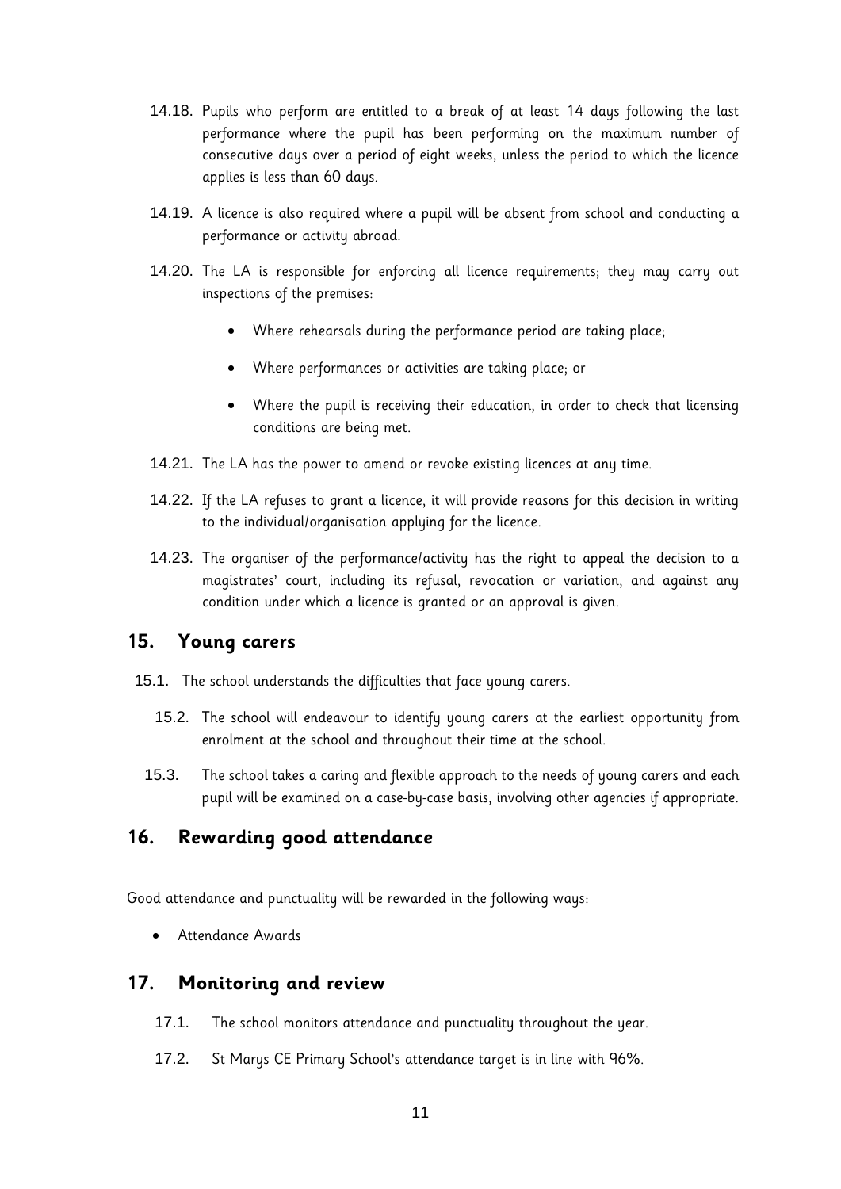14.18. Pupils who perform are entitled to a break of at least 14 days following the last performance where the pupil has been performing on the maximum number of consecutive days over a period of eight weeks, unless the period to which the licence applies is less than 60 days.

14.19. A licence is also required where a pupil will be absent from school and conducting a performance or activity abroad.

14.20. The LA is responsible for enforcing all licence requirements; they may carry out inspections of the premises:

- Where rehearsals during the performance period are taking place;
- Where performances or activities are taking place; or
- Where the pupil is receiving their education, in order to check that licensing conditions are being met.

14.21. The LA has the power to amend or revoke existing licences at any time.

14.22. If the LA refuses to grant a licence, it will provide reasons for this decision in writing to the individual/organisation applying for the licence.

14.23. The organiser of the performance/activity has the right to appeal the decision to a magistrates' court, including its refusal, revocation or variation, and against any condition under which a licence is granted or an approval is given.

## 15. Young carers

15.1. The school understands the difficulties that face young carers.

15.2. The school will endeavour to identify young carers at the earliest opportunity from enrolment at the school and throughout their time at the school.

15.3. The school takes a caring and flexible approach to the needs of young carers and each pupil will be examined on a case-by-case basis, involving other agencies if appropriate.

## 16. Rewarding good attendance

Good attendance and punctuality will be rewarded in the following ways:

- Attendance Awards

## 17. Monitoring and review

17.1. The school monitors attendance and punctuality throughout the year.

17.2. St Marys CE Primary School's attendance target is in line with 96%.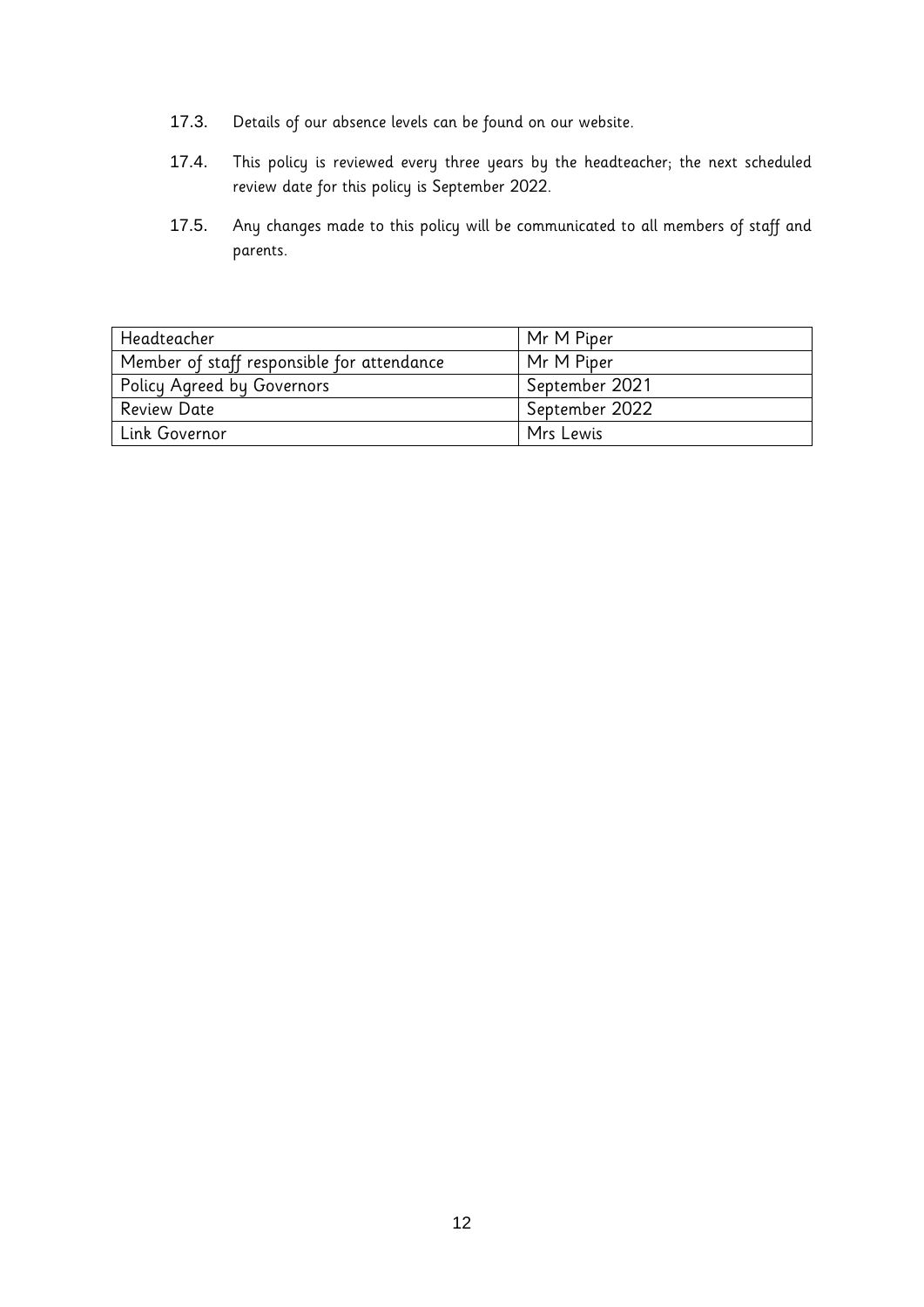17.3. Details of our absence levels can be found on our website.

17.4. This policy is reviewed every three years by the headteacher; the next scheduled review date for this policy is September 2022.

17.5. Any changes made to this policy will be communicated to all members of staff and parents.

| Headteacher | Mr M Piper |
| --- | --- |
| Member of staff responsible for attendance | Mr M Piper |
| Policy Agreed by Governors | September 2021 |
| Review Date | September 2022 |
| Link Governor | Mrs Lewis |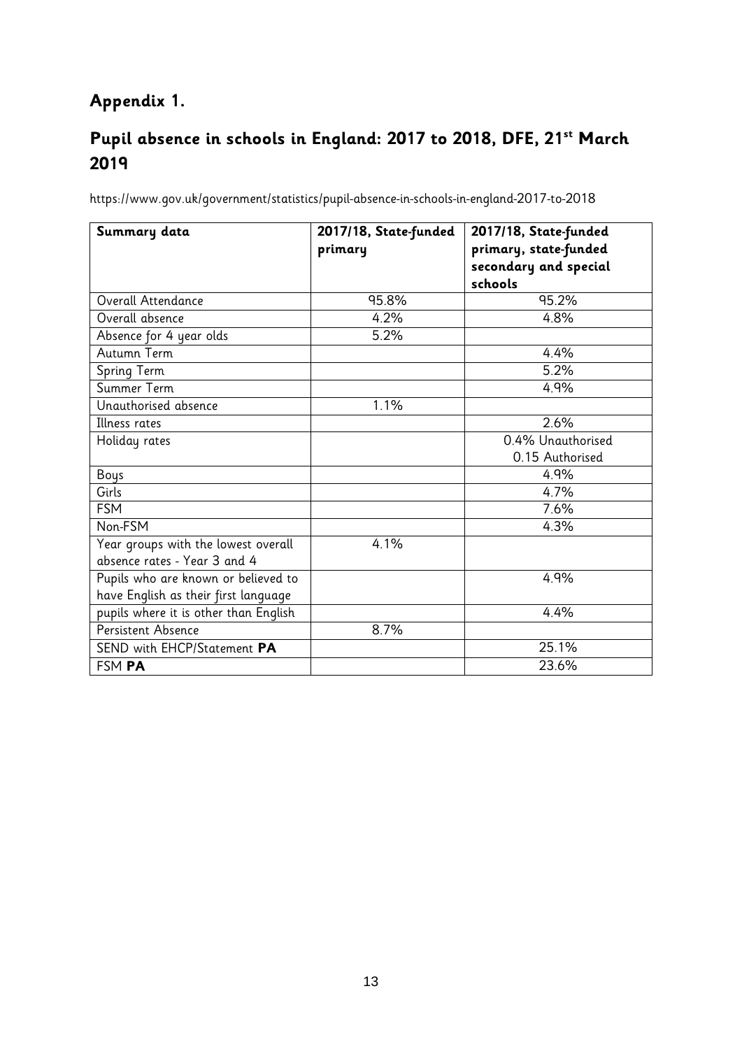## Appendix 1.

## Pupil absence in schools in England: 2017 to 2018, DFE, 21st March 2019

https://www.gov.uk/government/statistics/pupil-absence-in-schools-in-england-2017-to-2018

| Summary data | 2017/18, State-funded primary | 2017/18, State-funded primary, state-funded secondary and special schools |
|---|---|---|
| Overall Attendance | 95.8% | 95.2% |
| Overall absence | 4.2% | 4.8% |
| Absence for 4 year olds | 5.2% | |
| Autumn Term | | 4.4% |
| Spring Term | | 5.2% |
| Summer Term | | 4.9% |
| Unauthorised absence | 1.1% | |
| Illness rates | | 2.6% |
| Holiday rates | | 0.4% Unauthorised<br>0.15 Authorised |
| Boys | | 4.9% |
| Girls | | 4.7% |
| FSM | | 7.6% |
| Non-FSM | | 4.3% |
| Year groups with the lowest overall absence rates - Year 3 and 4 | 4.1% | |
| Pupils who are known or believed to have English as their first language | | 4.9% |
| pupils where it is other than English | | 4.4% |
| Persistent Absence | 8.7% | |
| SEND with EHCP/Statement **PA** | | 25.1% |
| FSM **PA** | | 23.6% |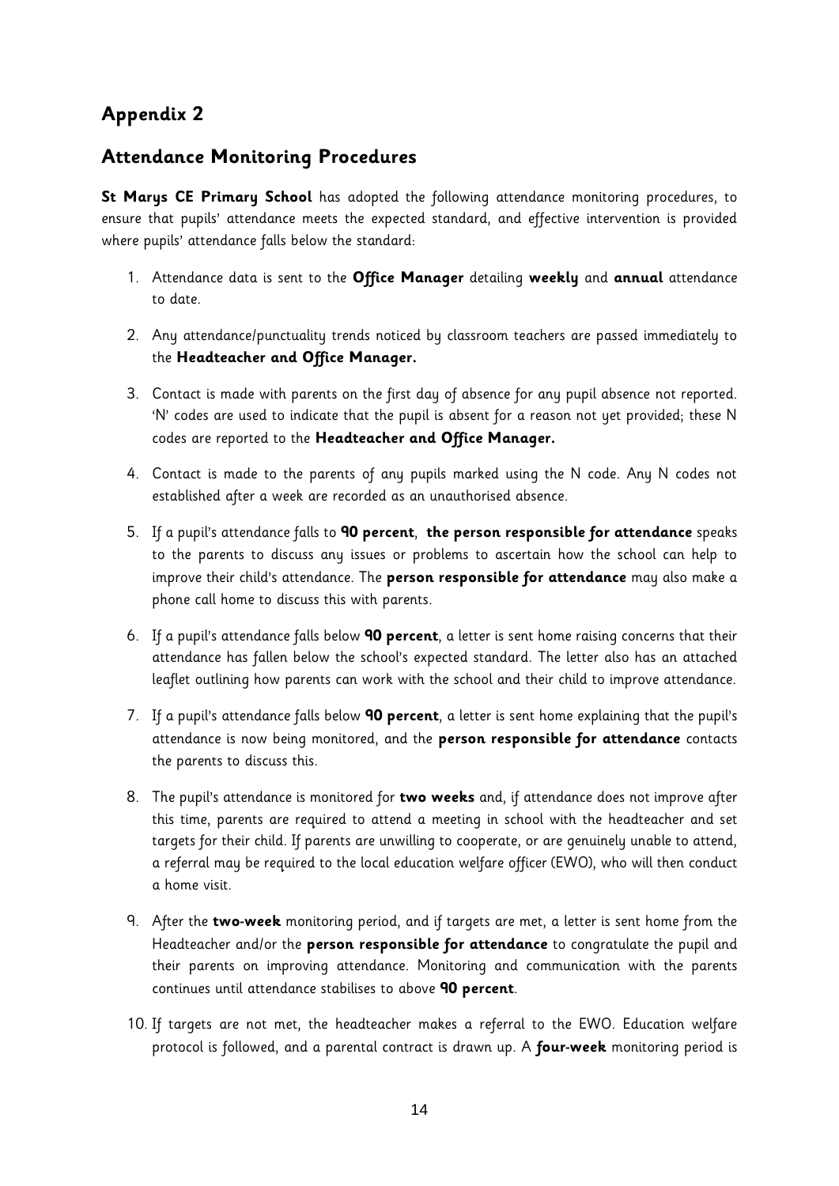## Appendix 2

## Attendance Monitoring Procedures

**St Marys CE Primary School** has adopted the following attendance monitoring procedures, to ensure that pupils' attendance meets the expected standard, and effective intervention is provided where pupils' attendance falls below the standard:

1. Attendance data is sent to the **Office Manager** detailing **weekly** and **annual** attendance to date.
2. Any attendance/punctuality trends noticed by classroom teachers are passed immediately to the **Headteacher and Office Manager.**
3. Contact is made with parents on the first day of absence for any pupil absence not reported. 'N' codes are used to indicate that the pupil is absent for a reason not yet provided; these N codes are reported to the **Headteacher and Office Manager.**
4. Contact is made to the parents of any pupils marked using the N code. Any N codes not established after a week are recorded as an unauthorised absence.
5. If a pupil's attendance falls to **90 percent**, **the person responsible for attendance** speaks to the parents to discuss any issues or problems to ascertain how the school can help to improve their child's attendance. The **person responsible for attendance** may also make a phone call home to discuss this with parents.
6. If a pupil's attendance falls below **90 percent**, a letter is sent home raising concerns that their attendance has fallen below the school's expected standard. The letter also has an attached leaflet outlining how parents can work with the school and their child to improve attendance.
7. If a pupil's attendance falls below **90 percent**, a letter is sent home explaining that the pupil's attendance is now being monitored, and the **person responsible for attendance** contacts the parents to discuss this.
8. The pupil's attendance is monitored for **two weeks** and, if attendance does not improve after this time, parents are required to attend a meeting in school with the headteacher and set targets for their child. If parents are unwilling to cooperate, or are genuinely unable to attend, a referral may be required to the local education welfare officer (EWO), who will then conduct a home visit.
9. After the **two-week** monitoring period, and if targets are met, a letter is sent home from the Headteacher and/or the **person responsible for attendance** to congratulate the pupil and their parents on improving attendance. Monitoring and communication with the parents continues until attendance stabilises to above **90 percent**.
10. If targets are not met, the headteacher makes a referral to the EWO. Education welfare protocol is followed, and a parental contract is drawn up. A **four-week** monitoring period is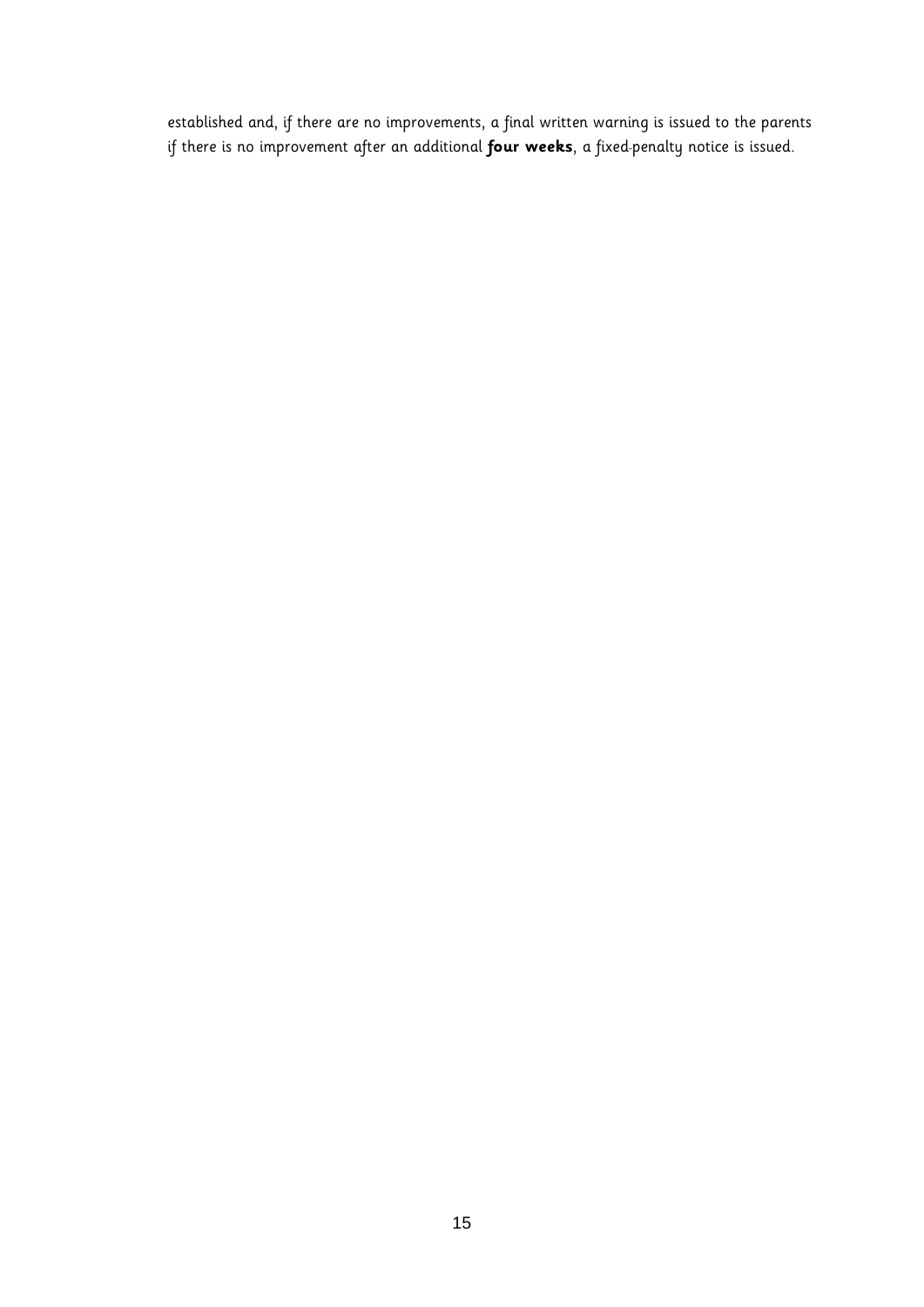established and, if there are no improvements, a final written warning is issued to the parents if there is no improvement after an additional **four weeks**, a fixed-penalty notice is issued.